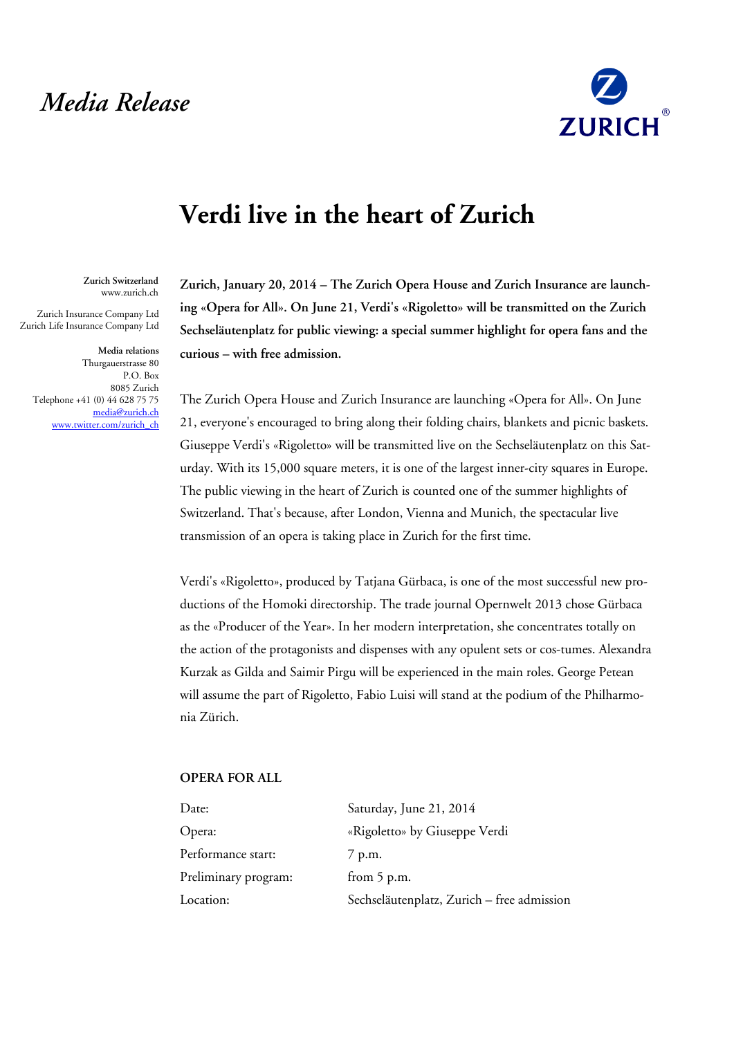*Media Release*

# Verdi live in the heart of Zurich

**Zurich Switzerland**
www.zurich.ch

Zurich Insurance Company Ltd
Zurich Life Insurance Company Ltd

**Media relations**
Thurgauerstrasse 80
P.O. Box
8085 Zurich
Telephone +41 (0) 44 628 75 75
media@zurich.ch
www.twitter.com/zurich_ch

**Zurich, January 20, 2014 – The Zurich Opera House and Zurich Insurance are launching «Opera for All». On June 21, Verdi's «Rigoletto» will be transmitted on the Zurich Sechseläutenplatz for public viewing: a special summer highlight for opera fans and the curious – with free admission.**

The Zurich Opera House and Zurich Insurance are launching «Opera for All». On June 21, everyone's encouraged to bring along their folding chairs, blankets and picnic baskets. Giuseppe Verdi's «Rigoletto» will be transmitted live on the Sechseläutenplatz on this Saturday. With its 15,000 square meters, it is one of the largest inner-city squares in Europe. The public viewing in the heart of Zurich is counted one of the summer highlights of Switzerland. That's because, after London, Vienna and Munich, the spectacular live transmission of an opera is taking place in Zurich for the first time.

Verdi's «Rigoletto», produced by Tatjana Gürbaca, is one of the most successful new productions of the Homoki directorship. The trade journal Opernwelt 2013 chose Gürbaca as the «Producer of the Year». In her modern interpretation, she concentrates totally on the action of the protagonists and dispenses with any opulent sets or cos-tumes. Alexandra Kurzak as Gilda and Saimir Pirgu will be experienced in the main roles. George Petean will assume the part of Rigoletto, Fabio Luisi will stand at the podium of the Philharmonia Zürich.

**OPERA FOR ALL**

| | |
|---|---|
| Date: | Saturday, June 21, 2014 |
| Opera: | «Rigoletto» by Giuseppe Verdi |
| Performance start: | 7 p.m. |
| Preliminary program: | from 5 p.m. |
| Location: | Sechseläutenplatz, Zurich – free admission |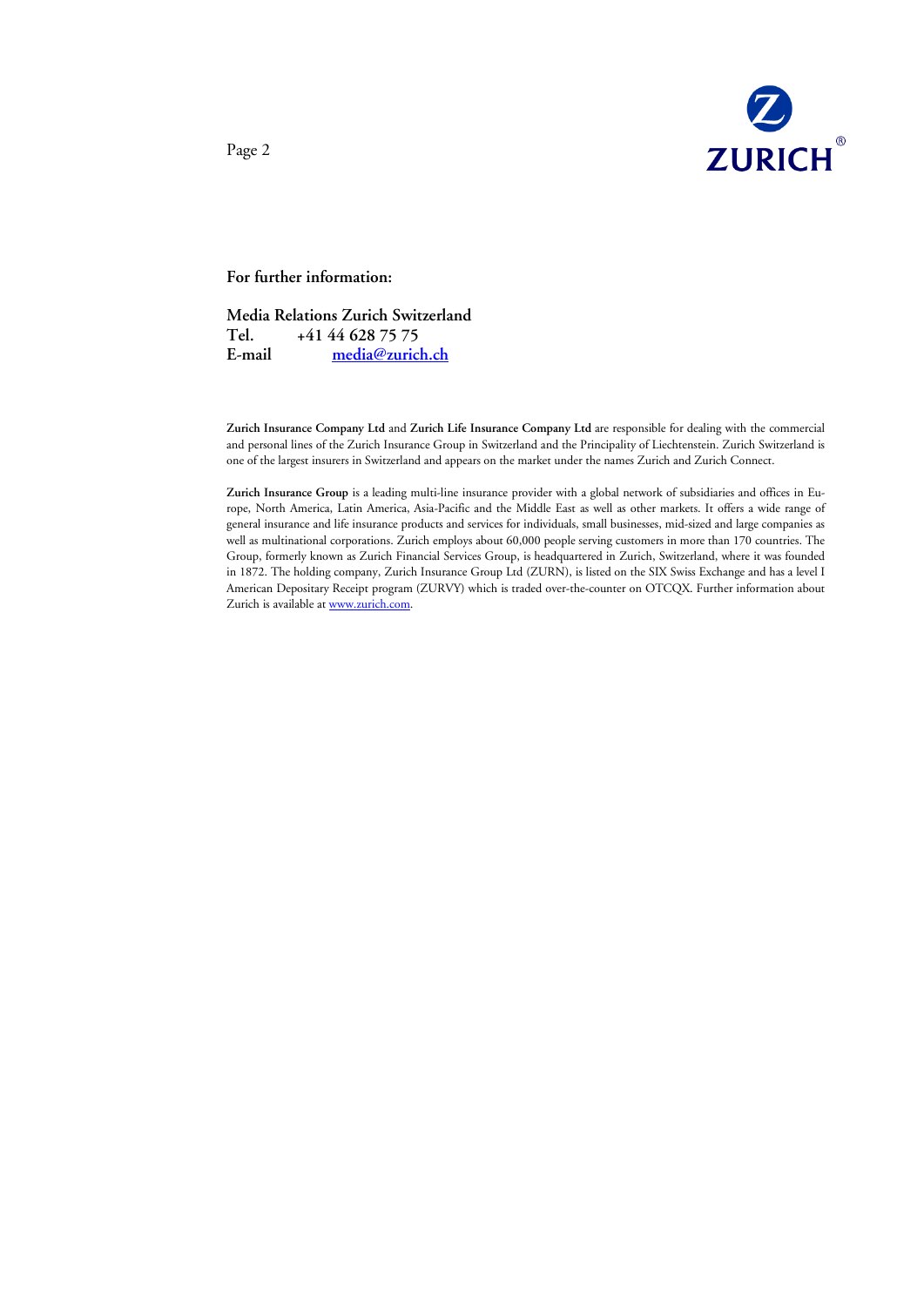**For further information:**

**Media Relations Zurich Switzerland**
**Tel.** **+41 44 628 75 75**
**E-mail** **media@zurich.ch**

**Zurich Insurance Company Ltd** and **Zurich Life Insurance Company Ltd** are responsible for dealing with the commercial and personal lines of the Zurich Insurance Group in Switzerland and the Principality of Liechtenstein. Zurich Switzerland is one of the largest insurers in Switzerland and appears on the market under the names Zurich and Zurich Connect.

**Zurich Insurance Group** is a leading multi-line insurance provider with a global network of subsidiaries and offices in Europe, North America, Latin America, Asia-Pacific and the Middle East as well as other markets. It offers a wide range of general insurance and life insurance products and services for individuals, small businesses, mid-sized and large companies as well as multinational corporations. Zurich employs about 60,000 people serving customers in more than 170 countries. The Group, formerly known as Zurich Financial Services Group, is headquartered in Zurich, Switzerland, where it was founded in 1872. The holding company, Zurich Insurance Group Ltd (ZURN), is listed on the SIX Swiss Exchange and has a level I American Depositary Receipt program (ZURVY) which is traded over-the-counter on OTCQX. Further information about Zurich is available at www.zurich.com.